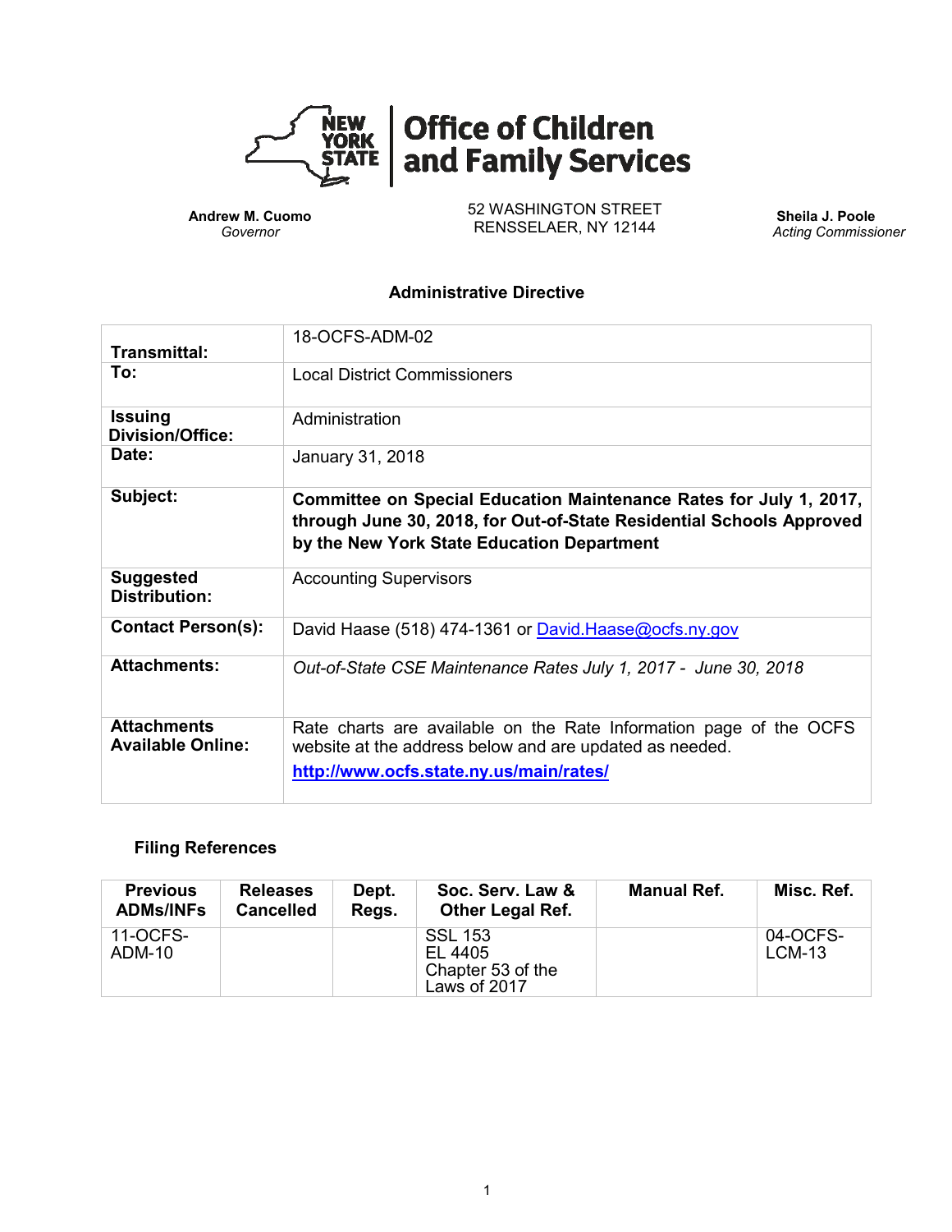**Office of Children and Family Services**

| **Andrew M. Cuomo**<br>*Governor* | 52 WASHINGTON STREET<br>RENSSELAER, NY 12144 | **Sheila J. Poole**<br>*Acting Commissioner* |
|---|---|---|

## Administrative Directive

| | |
|---|---|
| **Transmittal:** | 18-OCFS-ADM-02 |
| **To:** | Local District Commissioners |
| **Issuing Division/Office:** | Administration |
| **Date:** | January 31, 2018 |
| **Subject:** | **Committee on Special Education Maintenance Rates for July 1, 2017, through June 30, 2018, for Out-of-State Residential Schools Approved by the New York State Education Department** |
| **Suggested Distribution:** | Accounting Supervisors |
| **Contact Person(s):** | David Haase (518) 474-1361 or David.Haase@ocfs.ny.gov |
| **Attachments:** | *Out-of-State CSE Maintenance Rates July 1, 2017 - June 30, 2018* |
| **Attachments Available Online:** | Rate charts are available on the Rate Information page of the OCFS website at the address below and are updated as needed.<br>**http://www.ocfs.state.ny.us/main/rates/** |

### Filing References

| Previous ADMs/INFs | Releases Cancelled | Dept. Regs. | Soc. Serv. Law & Other Legal Ref. | Manual Ref. | Misc. Ref. |
|---|---|---|---|---|---|
| 11-OCFS-ADM-10 | | | SSL 153<br>EL 4405<br>Chapter 53 of the Laws of 2017 | | 04-OCFS-LCM-13 |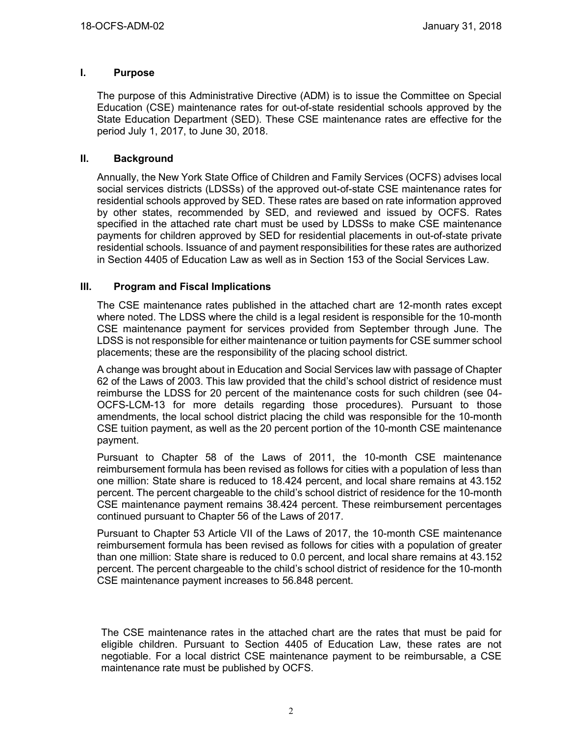## I. Purpose

The purpose of this Administrative Directive (ADM) is to issue the Committee on Special Education (CSE) maintenance rates for out-of-state residential schools approved by the State Education Department (SED). These CSE maintenance rates are effective for the period July 1, 2017, to June 30, 2018.

## II. Background

Annually, the New York State Office of Children and Family Services (OCFS) advises local social services districts (LDSSs) of the approved out-of-state CSE maintenance rates for residential schools approved by SED. These rates are based on rate information approved by other states, recommended by SED, and reviewed and issued by OCFS. Rates specified in the attached rate chart must be used by LDSSs to make CSE maintenance payments for children approved by SED for residential placements in out-of-state private residential schools. Issuance of and payment responsibilities for these rates are authorized in Section 4405 of Education Law as well as in Section 153 of the Social Services Law.

## III. Program and Fiscal Implications

The CSE maintenance rates published in the attached chart are 12-month rates except where noted. The LDSS where the child is a legal resident is responsible for the 10-month CSE maintenance payment for services provided from September through June. The LDSS is not responsible for either maintenance or tuition payments for CSE summer school placements; these are the responsibility of the placing school district.

A change was brought about in Education and Social Services law with passage of Chapter 62 of the Laws of 2003. This law provided that the child's school district of residence must reimburse the LDSS for 20 percent of the maintenance costs for such children (see 04-OCFS-LCM-13 for more details regarding those procedures). Pursuant to those amendments, the local school district placing the child was responsible for the 10-month CSE tuition payment, as well as the 20 percent portion of the 10-month CSE maintenance payment.

Pursuant to Chapter 58 of the Laws of 2011, the 10-month CSE maintenance reimbursement formula has been revised as follows for cities with a population of less than one million: State share is reduced to 18.424 percent, and local share remains at 43.152 percent. The percent chargeable to the child's school district of residence for the 10-month CSE maintenance payment remains 38.424 percent. These reimbursement percentages continued pursuant to Chapter 56 of the Laws of 2017.

Pursuant to Chapter 53 Article VII of the Laws of 2017, the 10-month CSE maintenance reimbursement formula has been revised as follows for cities with a population of greater than one million: State share is reduced to 0.0 percent, and local share remains at 43.152 percent. The percent chargeable to the child's school district of residence for the 10-month CSE maintenance payment increases to 56.848 percent.

The CSE maintenance rates in the attached chart are the rates that must be paid for eligible children. Pursuant to Section 4405 of Education Law, these rates are not negotiable. For a local district CSE maintenance payment to be reimbursable, a CSE maintenance rate must be published by OCFS.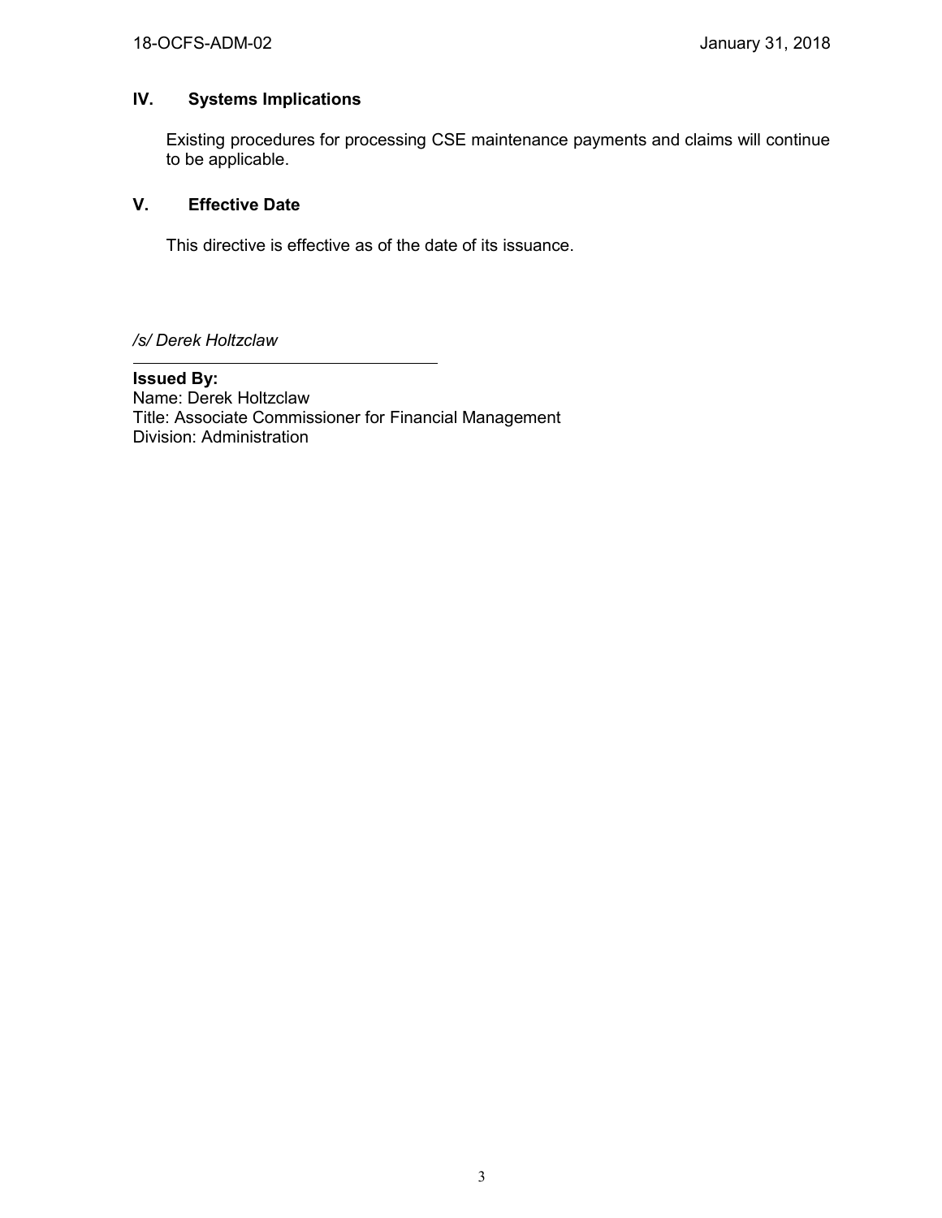## IV. Systems Implications

Existing procedures for processing CSE maintenance payments and claims will continue to be applicable.

## V. Effective Date

This directive is effective as of the date of its issuance.

*/s/ Derek Holtzclaw*

**Issued By:**
Name: Derek Holtzclaw
Title: Associate Commissioner for Financial Management
Division: Administration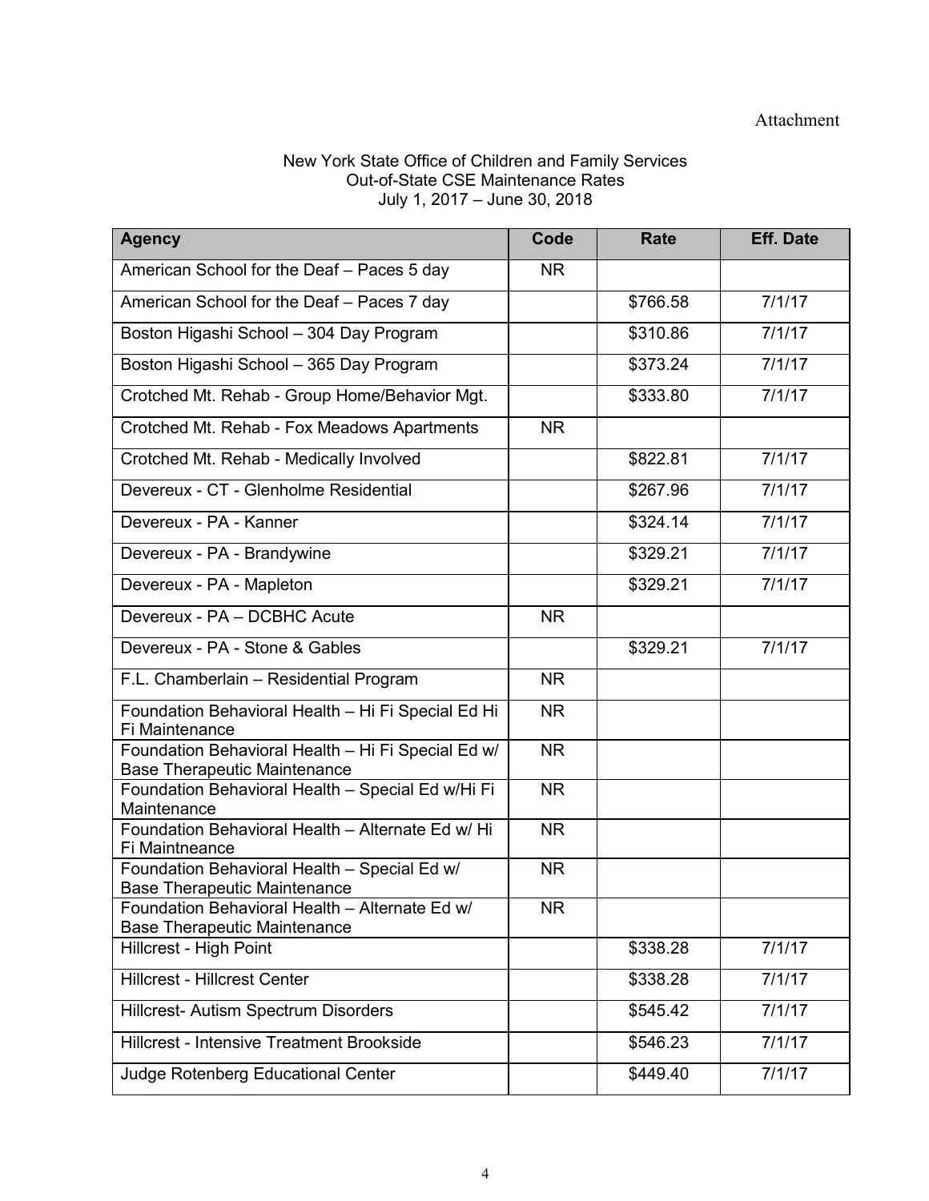Attachment

New York State Office of Children and Family Services
Out-of-State CSE Maintenance Rates
July 1, 2017 – June 30, 2018

| Agency | Code | Rate | Eff. Date |
|---|---|---|---|
| American School for the Deaf – Paces 5 day | NR | | |
| American School for the Deaf – Paces 7 day | | $766.58 | 7/1/17 |
| Boston Higashi School – 304 Day Program | | $310.86 | 7/1/17 |
| Boston Higashi School – 365 Day Program | | $373.24 | 7/1/17 |
| Crotched Mt. Rehab - Group Home/Behavior Mgt. | | $333.80 | 7/1/17 |
| Crotched Mt. Rehab - Fox Meadows Apartments | NR | | |
| Crotched Mt. Rehab - Medically Involved | | $822.81 | 7/1/17 |
| Devereux - CT - Glenholme Residential | | $267.96 | 7/1/17 |
| Devereux - PA - Kanner | | $324.14 | 7/1/17 |
| Devereux - PA - Brandywine | | $329.21 | 7/1/17 |
| Devereux - PA - Mapleton | | $329.21 | 7/1/17 |
| Devereux - PA – DCBHC Acute | NR | | |
| Devereux - PA - Stone & Gables | | $329.21 | 7/1/17 |
| F.L. Chamberlain – Residential Program | NR | | |
| Foundation Behavioral Health – Hi Fi Special Ed Hi Fi Maintenance | NR | | |
| Foundation Behavioral Health – Hi Fi Special Ed w/ Base Therapeutic Maintenance | NR | | |
| Foundation Behavioral Health – Special Ed w/Hi Fi Maintenance | NR | | |
| Foundation Behavioral Health – Alternate Ed w/ Hi Fi Maintneance | NR | | |
| Foundation Behavioral Health – Special Ed w/ Base Therapeutic Maintenance | NR | | |
| Foundation Behavioral Health – Alternate Ed w/ Base Therapeutic Maintenance | NR | | |
| Hillcrest - High Point | | $338.28 | 7/1/17 |
| Hillcrest - Hillcrest Center | | $338.28 | 7/1/17 |
| Hillcrest- Autism Spectrum Disorders | | $545.42 | 7/1/17 |
| Hillcrest - Intensive Treatment Brookside | | $546.23 | 7/1/17 |
| Judge Rotenberg Educational Center | | $449.40 | 7/1/17 |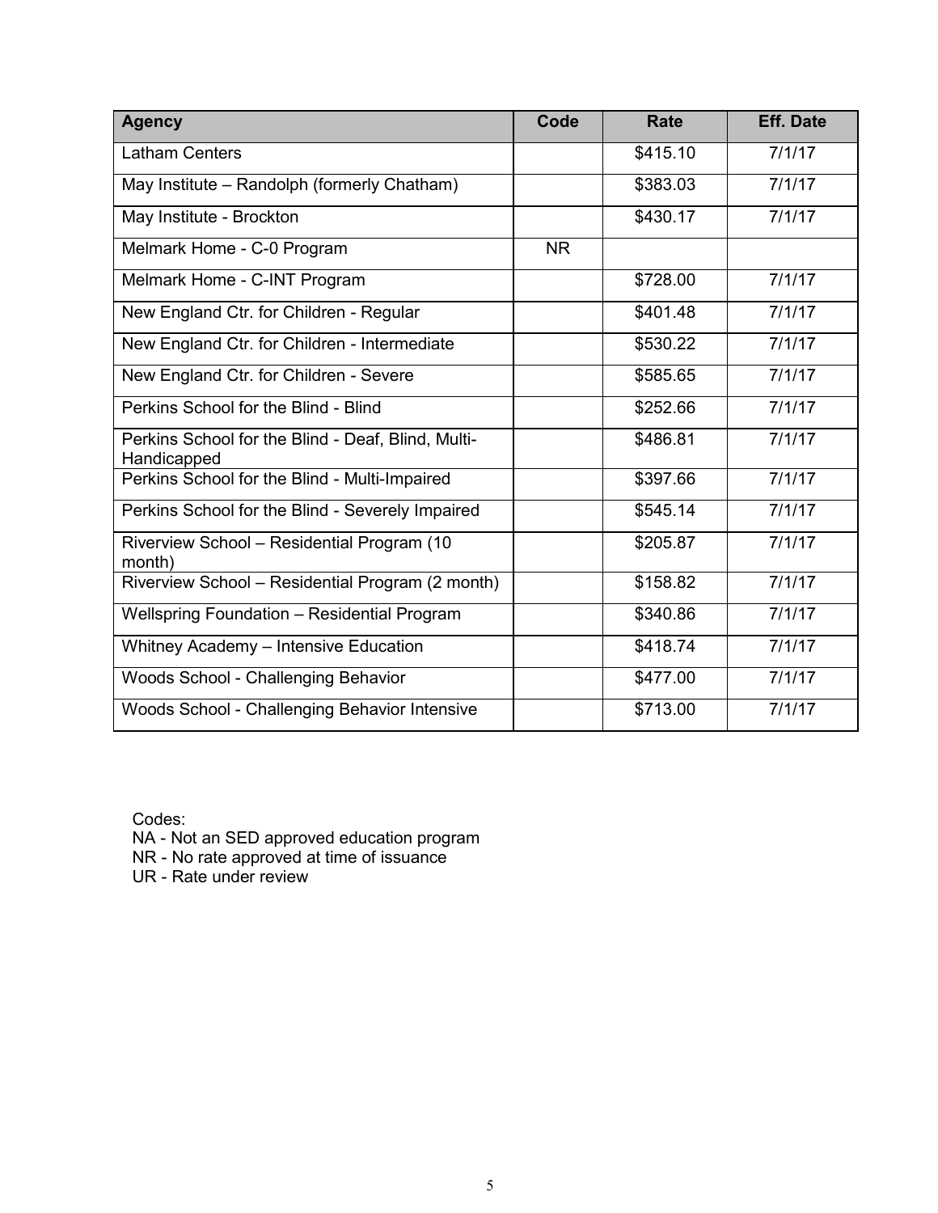| Agency | Code | Rate | Eff. Date |
|---|---|---|---|
| Latham Centers | | $415.10 | 7/1/17 |
| May Institute – Randolph (formerly Chatham) | | $383.03 | 7/1/17 |
| May Institute - Brockton | | $430.17 | 7/1/17 |
| Melmark Home - C-0 Program | NR | | |
| Melmark Home - C-INT Program | | $728.00 | 7/1/17 |
| New England Ctr. for Children - Regular | | $401.48 | 7/1/17 |
| New England Ctr. for Children - Intermediate | | $530.22 | 7/1/17 |
| New England Ctr. for Children - Severe | | $585.65 | 7/1/17 |
| Perkins School for the Blind - Blind | | $252.66 | 7/1/17 |
| Perkins School for the Blind - Deaf, Blind, Multi-Handicapped | | $486.81 | 7/1/17 |
| Perkins School for the Blind - Multi-Impaired | | $397.66 | 7/1/17 |
| Perkins School for the Blind - Severely Impaired | | $545.14 | 7/1/17 |
| Riverview School – Residential Program (10 month) | | $205.87 | 7/1/17 |
| Riverview School – Residential Program (2 month) | | $158.82 | 7/1/17 |
| Wellspring Foundation – Residential Program | | $340.86 | 7/1/17 |
| Whitney Academy – Intensive Education | | $418.74 | 7/1/17 |
| Woods School - Challenging Behavior | | $477.00 | 7/1/17 |
| Woods School - Challenging Behavior Intensive | | $713.00 | 7/1/17 |

Codes:
NA - Not an SED approved education program
NR - No rate approved at time of issuance
UR - Rate under review